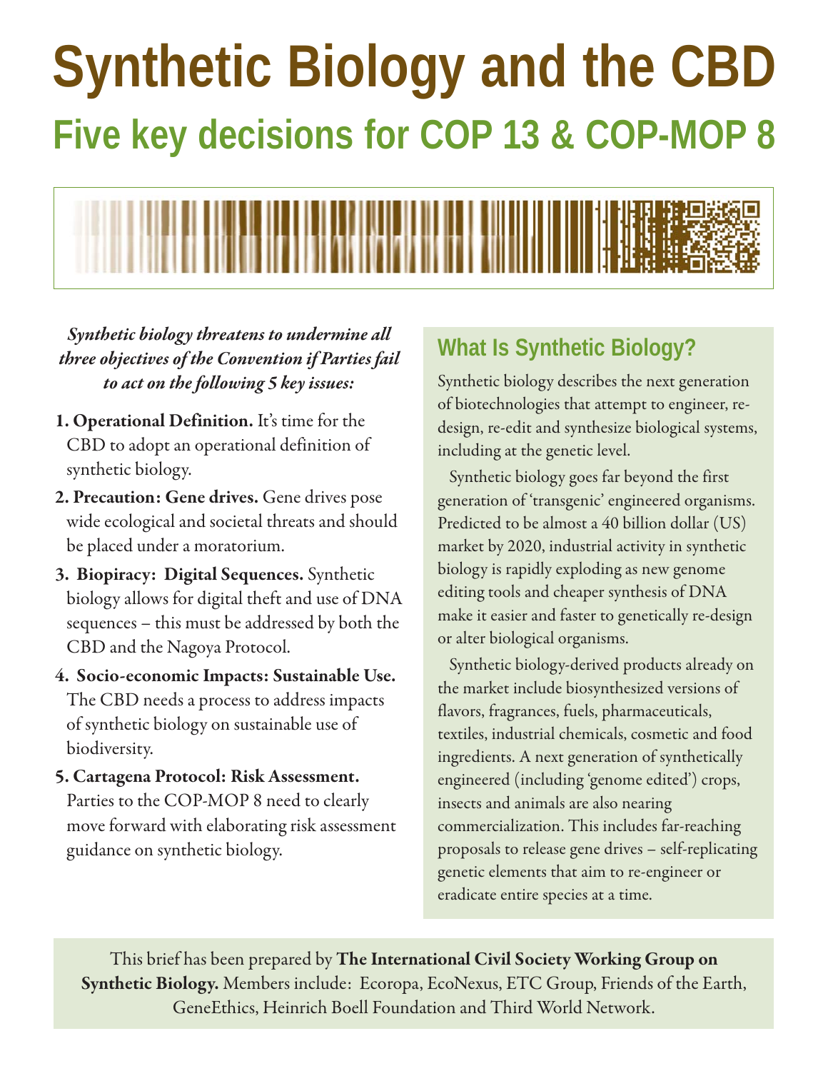# Synthetic Biology and the CBD

## Five key decisions for COP 13 & COP-MOP 8

*Synthetic biology threatens to undermine all three objectives of the Convention if Parties fail to act on the following 5 key issues:*

1. **Operational Definition.** It's time for the CBD to adopt an operational definition of synthetic biology.
2. **Precaution: Gene drives.** Gene drives pose wide ecological and societal threats and should be placed under a moratorium.
3. **Biopiracy: Digital Sequences.** Synthetic biology allows for digital theft and use of DNA sequences – this must be addressed by both the CBD and the Nagoya Protocol.
4. **Socio-economic Impacts: Sustainable Use.** The CBD needs a process to address impacts of synthetic biology on sustainable use of biodiversity.
5. **Cartagena Protocol: Risk Assessment.** Parties to the COP-MOP 8 need to clearly move forward with elaborating risk assessment guidance on synthetic biology.

## What Is Synthetic Biology?

Synthetic biology describes the next generation of biotechnologies that attempt to engineer, re-design, re-edit and synthesize biological systems, including at the genetic level.

Synthetic biology goes far beyond the first generation of 'transgenic' engineered organisms. Predicted to be almost a 40 billion dollar (US) market by 2020, industrial activity in synthetic biology is rapidly exploding as new genome editing tools and cheaper synthesis of DNA make it easier and faster to genetically re-design or alter biological organisms.

Synthetic biology-derived products already on the market include biosynthesized versions of flavors, fragrances, fuels, pharmaceuticals, textiles, industrial chemicals, cosmetic and food ingredients. A next generation of synthetically engineered (including 'genome edited') crops, insects and animals are also nearing commercialization. This includes far-reaching proposals to release gene drives – self-replicating genetic elements that aim to re-engineer or eradicate entire species at a time.

This brief has been prepared by **The International Civil Society Working Group on Synthetic Biology.** Members include: Ecoropa, EcoNexus, ETC Group, Friends of the Earth, GeneEthics, Heinrich Boell Foundation and Third World Network.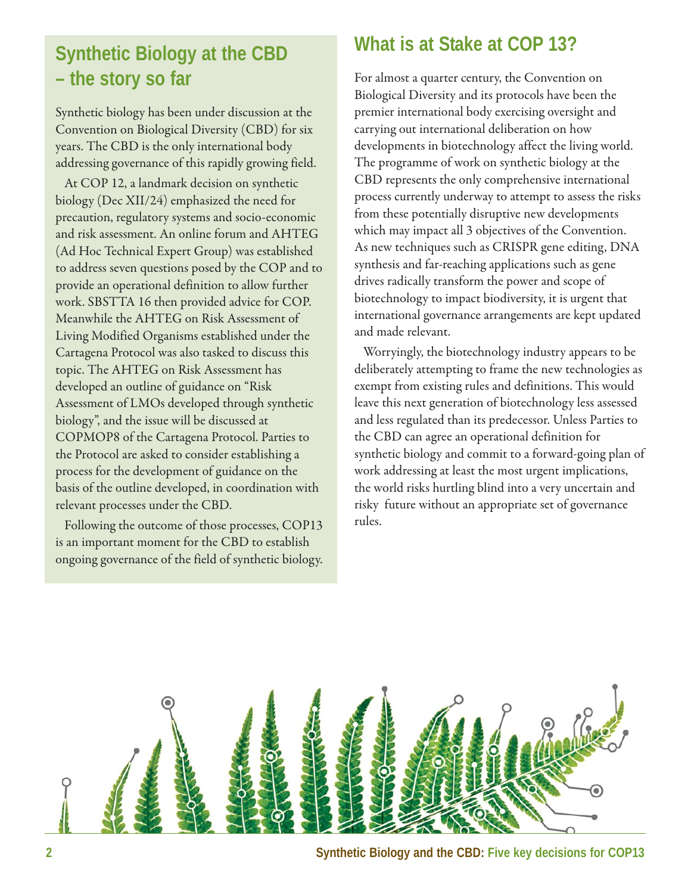## Synthetic Biology at the CBD – the story so far

Synthetic biology has been under discussion at the Convention on Biological Diversity (CBD) for six years. The CBD is the only international body addressing governance of this rapidly growing field.

At COP 12, a landmark decision on synthetic biology (Dec XII/24) emphasized the need for precaution, regulatory systems and socio-economic and risk assessment. An online forum and AHTEG (Ad Hoc Technical Expert Group) was established to address seven questions posed by the COP and to provide an operational definition to allow further work. SBSTTA 16 then provided advice for COP. Meanwhile the AHTEG on Risk Assessment of Living Modified Organisms established under the Cartagena Protocol was also tasked to discuss this topic. The AHTEG on Risk Assessment has developed an outline of guidance on "Risk Assessment of LMOs developed through synthetic biology", and the issue will be discussed at COPMOP8 of the Cartagena Protocol. Parties to the Protocol are asked to consider establishing a process for the development of guidance on the basis of the outline developed, in coordination with relevant processes under the CBD.

Following the outcome of those processes, COP13 is an important moment for the CBD to establish ongoing governance of the field of synthetic biology.

## What is at Stake at COP 13?

For almost a quarter century, the Convention on Biological Diversity and its protocols have been the premier international body exercising oversight and carrying out international deliberation on how developments in biotechnology affect the living world. The programme of work on synthetic biology at the CBD represents the only comprehensive international process currently underway to attempt to assess the risks from these potentially disruptive new developments which may impact all 3 objectives of the Convention. As new techniques such as CRISPR gene editing, DNA synthesis and far-reaching applications such as gene drives radically transform the power and scope of biotechnology to impact biodiversity, it is urgent that international governance arrangements are kept updated and made relevant.

Worryingly, the biotechnology industry appears to be deliberately attempting to frame the new technologies as exempt from existing rules and definitions. This would leave this next generation of biotechnology less assessed and less regulated than its predecessor. Unless Parties to the CBD can agree an operational definition for synthetic biology and commit to a forward-going plan of work addressing at least the most urgent implications, the world risks hurtling blind into a very uncertain and risky future without an appropriate set of governance rules.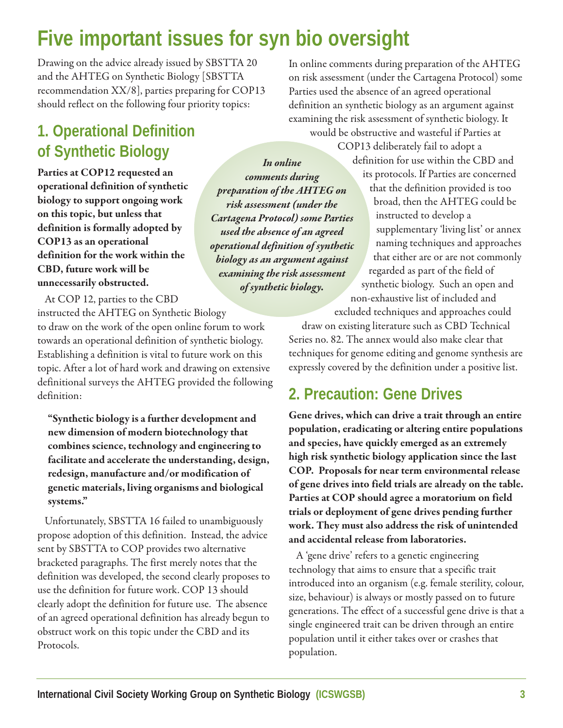# Five important issues for syn bio oversight

Drawing on the advice already issued by SBSTTA 20 and the AHTEG on Synthetic Biology [SBSTTA recommendation XX/8], parties preparing for COP13 should reflect on the following four priority topics:

## 1. Operational Definition of Synthetic Biology

**Parties at COP12 requested an operational definition of synthetic biology to support ongoing work on this topic, but unless that definition is formally adopted by COP13 as an operational definition for the work within the CBD, future work will be unnecessarily obstructed.**

At COP 12, parties to the CBD instructed the AHTEG on Synthetic Biology to draw on the work of the open online forum to work towards an operational definition of synthetic biology. Establishing a definition is vital to future work on this topic. After a lot of hard work and drawing on extensive definitional surveys the AHTEG provided the following definition:

> **"Synthetic biology is a further development and new dimension of modern biotechnology that combines science, technology and engineering to facilitate and accelerate the understanding, design, redesign, manufacture and/or modification of genetic materials, living organisms and biological systems."**

Unfortunately, SBSTTA 16 failed to unambiguously propose adoption of this definition. Instead, the advice sent by SBSTTA to COP provides two alternative bracketed paragraphs. The first merely notes that the definition was developed, the second clearly proposes to use the definition for future work. COP 13 should clearly adopt the definition for future use. The absence of an agreed operational definition has already begun to obstruct work on this topic under the CBD and its Protocols.

*In online comments during preparation of the AHTEG on risk assessment (under the Cartagena Protocol) some Parties used the absence of an agreed operational definition of synthetic biology as an argument against examining the risk assessment of synthetic biology.*

In online comments during preparation of the AHTEG on risk assessment (under the Cartagena Protocol) some Parties used the absence of an agreed operational definition an synthetic biology as an argument against examining the risk assessment of synthetic biology. It would be obstructive and wasteful if Parties at COP13 deliberately fail to adopt a definition for use within the CBD and its protocols. If Parties are concerned that the definition provided is too broad, then the AHTEG could be instructed to develop a supplementary 'living list' or annex naming techniques and approaches that either are or are not commonly regarded as part of the field of synthetic biology. Such an open and non-exhaustive list of included and excluded techniques and approaches could draw on existing literature such as CBD Technical Series no. 82. The annex would also make clear that techniques for genome editing and genome synthesis are expressly covered by the definition under a positive list.

## 2. Precaution: Gene Drives

**Gene drives, which can drive a trait through an entire population, eradicating or altering entire populations and species, have quickly emerged as an extremely high risk synthetic biology application since the last COP. Proposals for near term environmental release of gene drives into field trials are already on the table. Parties at COP should agree a moratorium on field trials or deployment of gene drives pending further work. They must also address the risk of unintended and accidental release from laboratories.**

A 'gene drive' refers to a genetic engineering technology that aims to ensure that a specific trait introduced into an organism (e.g. female sterility, colour, size, behaviour) is always or mostly passed on to future generations. The effect of a successful gene drive is that a single engineered trait can be driven through an entire population until it either takes over or crashes that population.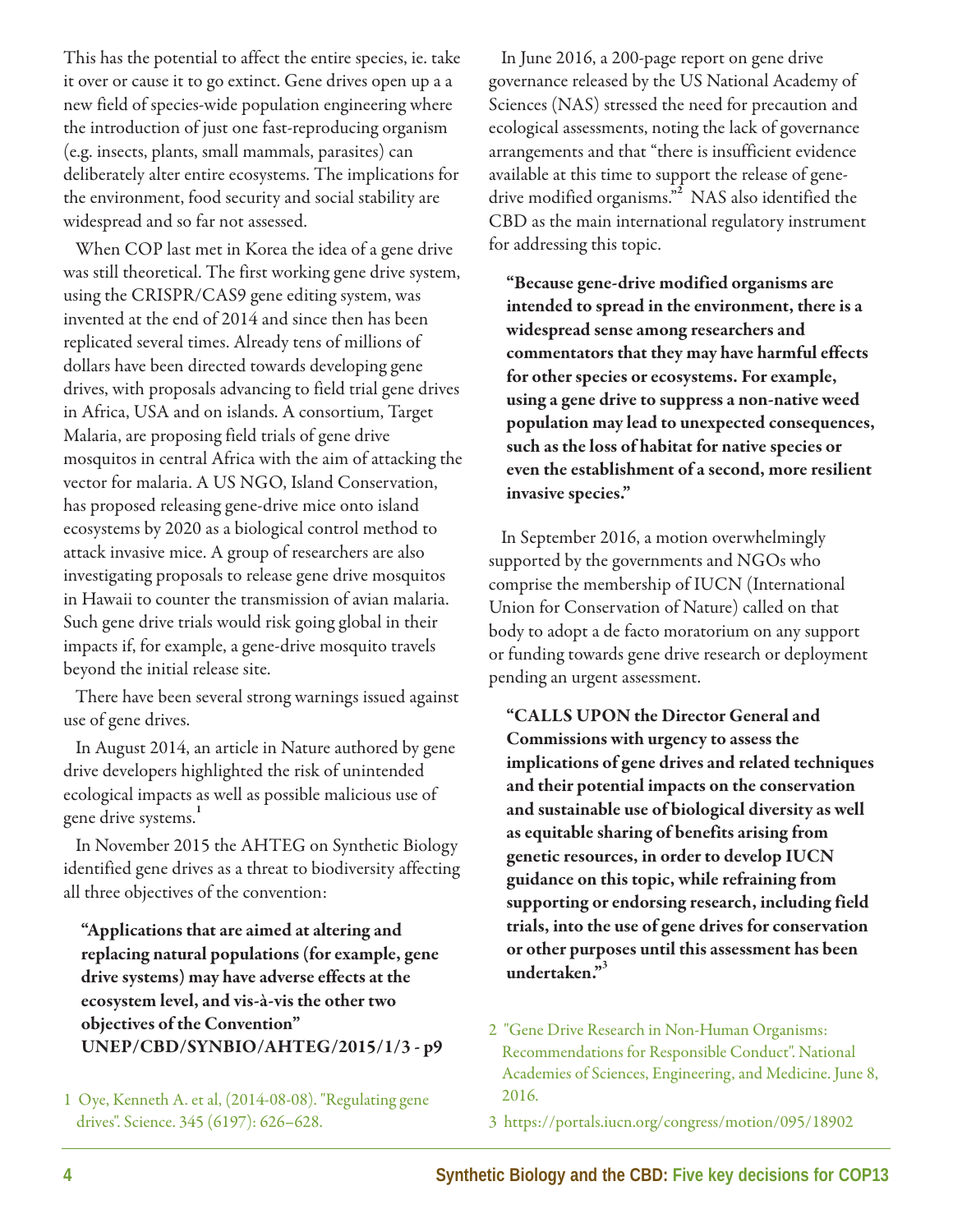This has the potential to affect the entire species, ie. take it over or cause it to go extinct. Gene drives open up a a new field of species-wide population engineering where the introduction of just one fast-reproducing organism (e.g. insects, plants, small mammals, parasites) can deliberately alter entire ecosystems. The implications for the environment, food security and social stability are widespread and so far not assessed.

When COP last met in Korea the idea of a gene drive was still theoretical. The first working gene drive system, using the CRISPR/CAS9 gene editing system, was invented at the end of 2014 and since then has been replicated several times. Already tens of millions of dollars have been directed towards developing gene drives, with proposals advancing to field trial gene drives in Africa, USA and on islands. A consortium, Target Malaria, are proposing field trials of gene drive mosquitos in central Africa with the aim of attacking the vector for malaria. A US NGO, Island Conservation, has proposed releasing gene-drive mice onto island ecosystems by 2020 as a biological control method to attack invasive mice. A group of researchers are also investigating proposals to release gene drive mosquitos in Hawaii to counter the transmission of avian malaria. Such gene drive trials would risk going global in their impacts if, for example, a gene-drive mosquito travels beyond the initial release site.

There have been several strong warnings issued against use of gene drives.

In August 2014, an article in Nature authored by gene drive developers highlighted the risk of unintended ecological impacts as well as possible malicious use of gene drive systems.[1]

In November 2015 the AHTEG on Synthetic Biology identified gene drives as a threat to biodiversity affecting all three objectives of the convention:

**"Applications that are aimed at altering and replacing natural populations (for example, gene drive systems) may have adverse effects at the ecosystem level, and vis-à-vis the other two objectives of the Convention" UNEP/CBD/SYNBIO/AHTEG/2015/1/3 - p9**

In June 2016, a 200-page report on gene drive governance released by the US National Academy of Sciences (NAS) stressed the need for precaution and ecological assessments, noting the lack of governance arrangements and that "there is insufficient evidence available at this time to support the release of gene-drive modified organisms."[2] NAS also identified the CBD as the main international regulatory instrument for addressing this topic.

**"Because gene-drive modified organisms are intended to spread in the environment, there is a widespread sense among researchers and commentators that they may have harmful effects for other species or ecosystems. For example, using a gene drive to suppress a non-native weed population may lead to unexpected consequences, such as the loss of habitat for native species or even the establishment of a second, more resilient invasive species."**

In September 2016, a motion overwhelmingly supported by the governments and NGOs who comprise the membership of IUCN (International Union for Conservation of Nature) called on that body to adopt a de facto moratorium on any support or funding towards gene drive research or deployment pending an urgent assessment.

**"CALLS UPON the Director General and Commissions with urgency to assess the implications of gene drives and related techniques and their potential impacts on the conservation and sustainable use of biological diversity as well as equitable sharing of benefits arising from genetic resources, in order to develop IUCN guidance on this topic, while refraining from supporting or endorsing research, including field trials, into the use of gene drives for conservation or other purposes until this assessment has been undertaken."[3]**

1 Oye, Kenneth A. et al, (2014-08-08). "Regulating gene drives". Science. 345 (6197): 626–628.

2 "Gene Drive Research in Non-Human Organisms: Recommendations for Responsible Conduct". National Academies of Sciences, Engineering, and Medicine. June 8, 2016.

3 https://portals.iucn.org/congress/motion/095/18902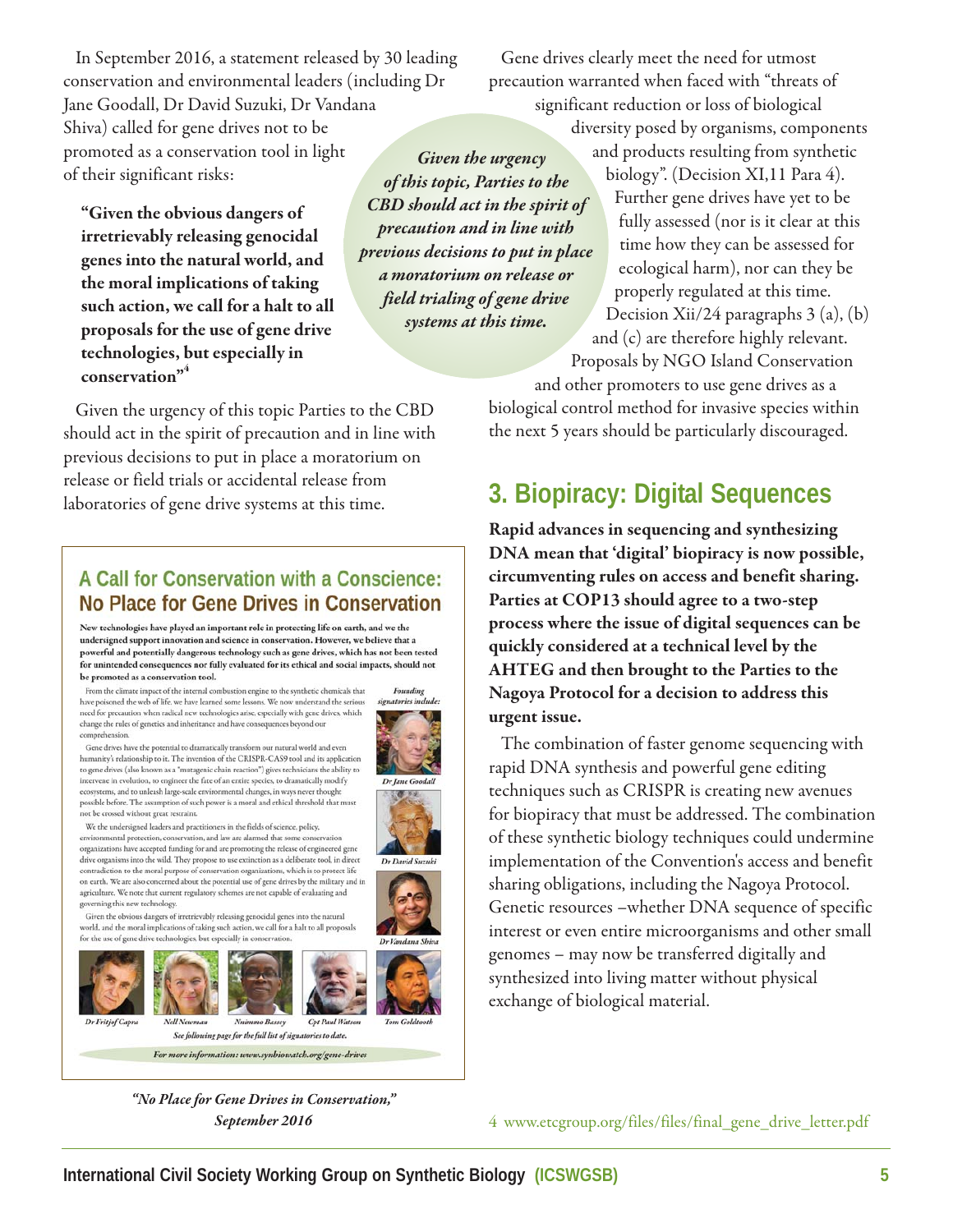In September 2016, a statement released by 30 leading conservation and environmental leaders (including Dr Jane Goodall, Dr David Suzuki, Dr Vandana Shiva) called for gene drives not to be promoted as a conservation tool in light of their significant risks:

> **"Given the obvious dangers of irretrievably releasing genocidal genes into the natural world, and the moral implications of taking such action, we call for a halt to all proposals for the use of gene drive technologies, but especially in conservation"[4]**

Given the urgency of this topic Parties to the CBD should act in the spirit of precaution and in line with previous decisions to put in place a moratorium on release or field trials or accidental release from laboratories of gene drive systems at this time.

*Given the urgency of this topic, Parties to the CBD should act in the spirit of precaution and in line with previous decisions to put in place a moratorium on release or field trialing of gene drive systems at this time.*

## A Call for Conservation with a Conscience: No Place for Gene Drives in Conservation

**New technologies have played an important role in protecting life on earth, and we the undersigned support innovation and science in conservation. However, we believe that a powerful and potentially dangerous technology such as gene drives, which has not been tested for unintended consequences nor fully evaluated for its ethical and social impacts, should not be promoted as a conservation tool.**

From the climate impact of the internal combustion engine to the synthetic chemicals that have poisoned the web of life we have learned some lessons. We now understand the serious need for precaution when radical new technologies arise, especially with gene drives, which change the rules of genetics and inheritance and have consequences beyond our comprehension.

Gene drives have the potential to dramatically transform our natural world and even humanity's relationship to it. The invention of the CRISPR-CAS9 tool and its application to gene drives (also known as a "mutagenic chain reaction") gives technicians the ability to intervene in evolution, to engineer the fate of an entire species, to dramatically modify ecosystems, and to unleash large-scale environmental changes, in ways never thought possible before. The assumption of such power is a moral and ethical threshold that must not be crossed without great restraint.

We the undersigned leaders and practitioners in the fields of science, policy, environmental protection, conservation, and law are alarmed that some conservation organizations have accepted funding for and are promoting the release of engineered gene drive organisms into the wild. They propose to use extinction as a deliberate tool, in direct contradiction to the moral purpose of conservation organizations, which is to protect life on earth. We are also concerned about the potential use of gene drives by the military and in agriculture. We note that current regulatory schemes are not capable of evaluating and governing this new technology.

Given the obvious dangers of irretrievably releasing genocidal genes into the natural world, and the moral implications of taking such action, we call for a halt to all proposals for the use of gene drive technologies, but especially in conservation.

*Founding signatories include:* Dr Jane Goodall, Dr David Suzuki, Dr Vandana Shiva, Dr Fritjof Capra, Nell Newman, Nnimmo Bassey, Cpt Paul Watson, Tom Goldtooth

*See following page for the full list of signatories to date.*

*For more information: www.synbiowatch.org/gene-drives*

*"No Place for Gene Drives in Conservation," September 2016*

Gene drives clearly meet the need for utmost precaution warranted when faced with "threats of significant reduction or loss of biological diversity posed by organisms, components and products resulting from synthetic biology". (Decision XI,11 Para 4). Further gene drives have yet to be fully assessed (nor is it clear at this time how they can be assessed for ecological harm), nor can they be properly regulated at this time. Decision Xii/24 paragraphs 3 (a), (b) and (c) are therefore highly relevant. Proposals by NGO Island Conservation and other promoters to use gene drives as a biological control method for invasive species within the next 5 years should be particularly discouraged.

## 3. Biopiracy: Digital Sequences

**Rapid advances in sequencing and synthesizing DNA mean that 'digital' biopiracy is now possible, circumventing rules on access and benefit sharing. Parties at COP13 should agree to a two-step process where the issue of digital sequences can be quickly considered at a technical level by the AHTEG and then brought to the Parties to the Nagoya Protocol for a decision to address this urgent issue.**

The combination of faster genome sequencing with rapid DNA synthesis and powerful gene editing techniques such as CRISPR is creating new avenues for biopiracy that must be addressed. The combination of these synthetic biology techniques could undermine implementation of the Convention's access and benefit sharing obligations, including the Nagoya Protocol. Genetic resources –whether DNA sequence of specific interest or even entire microorganisms and other small genomes – may now be transferred digitally and synthesized into living matter without physical exchange of biological material.

4 www.etcgroup.org/files/files/final_gene_drive_letter.pdf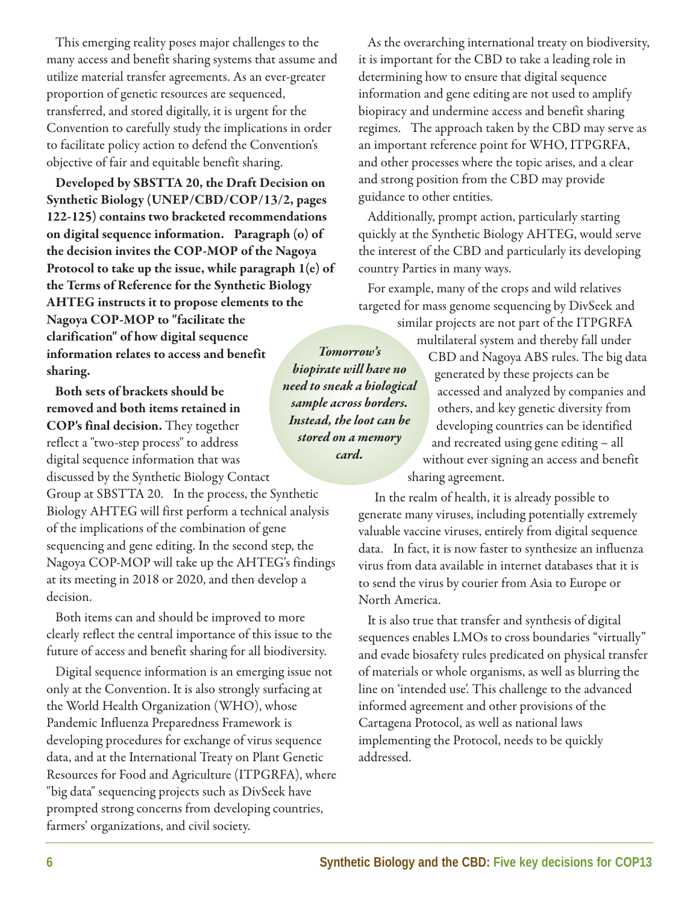This emerging reality poses major challenges to the many access and benefit sharing systems that assume and utilize material transfer agreements. As an ever-greater proportion of genetic resources are sequenced, transferred, and stored digitally, it is urgent for the Convention to carefully study the implications in order to facilitate policy action to defend the Convention's objective of fair and equitable benefit sharing.

**Developed by SBSTTA 20, the Draft Decision on Synthetic Biology (UNEP/CBD/COP/13/2, pages 122-125) contains two bracketed recommendations on digital sequence information. Paragraph (o) of the decision invites the COP-MOP of the Nagoya Protocol to take up the issue, while paragraph 1(e) of the Terms of Reference for the Synthetic Biology AHTEG instructs it to propose elements to the Nagoya COP-MOP to "facilitate the clarification" of how digital sequence information relates to access and benefit sharing.**

**Both sets of brackets should be removed and both items retained in COP's final decision.** They together reflect a "two-step process" to address digital sequence information that was discussed by the Synthetic Biology Contact Group at SBSTTA 20. In the process, the Synthetic Biology AHTEG will first perform a technical analysis of the implications of the combination of gene sequencing and gene editing. In the second step, the Nagoya COP-MOP will take up the AHTEG's findings at its meeting in 2018 or 2020, and then develop a decision.

Both items can and should be improved to more clearly reflect the central importance of this issue to the future of access and benefit sharing for all biodiversity.

Digital sequence information is an emerging issue not only at the Convention. It is also strongly surfacing at the World Health Organization (WHO), whose Pandemic Influenza Preparedness Framework is developing procedures for exchange of virus sequence data, and at the International Treaty on Plant Genetic Resources for Food and Agriculture (ITPGRFA), where "big data" sequencing projects such as DivSeek have prompted strong concerns from developing countries, farmers' organizations, and civil society.

***Tomorrow's biopirate will have no need to sneak a biological sample across borders. Instead, the loot can be stored on a memory card.***

As the overarching international treaty on biodiversity, it is important for the CBD to take a leading role in determining how to ensure that digital sequence information and gene editing are not used to amplify biopiracy and undermine access and benefit sharing regimes. The approach taken by the CBD may serve as an important reference point for WHO, ITPGRFA, and other processes where the topic arises, and a clear and strong position from the CBD may provide guidance to other entities.

Additionally, prompt action, particularly starting quickly at the Synthetic Biology AHTEG, would serve the interest of the CBD and particularly its developing country Parties in many ways.

For example, many of the crops and wild relatives targeted for mass genome sequencing by DivSeek and similar projects are not part of the ITPGRFA multilateral system and thereby fall under CBD and Nagoya ABS rules. The big data generated by these projects can be accessed and analyzed by companies and others, and key genetic diversity from developing countries can be identified and recreated using gene editing – all without ever signing an access and benefit sharing agreement.

In the realm of health, it is already possible to generate many viruses, including potentially extremely valuable vaccine viruses, entirely from digital sequence data. In fact, it is now faster to synthesize an influenza virus from data available in internet databases that it is to send the virus by courier from Asia to Europe or North America.

It is also true that transfer and synthesis of digital sequences enables LMOs to cross boundaries "virtually" and evade biosafety rules predicated on physical transfer of materials or whole organisms, as well as blurring the line on 'intended use'. This challenge to the advanced informed agreement and other provisions of the Cartagena Protocol, as well as national laws implementing the Protocol, needs to be quickly addressed.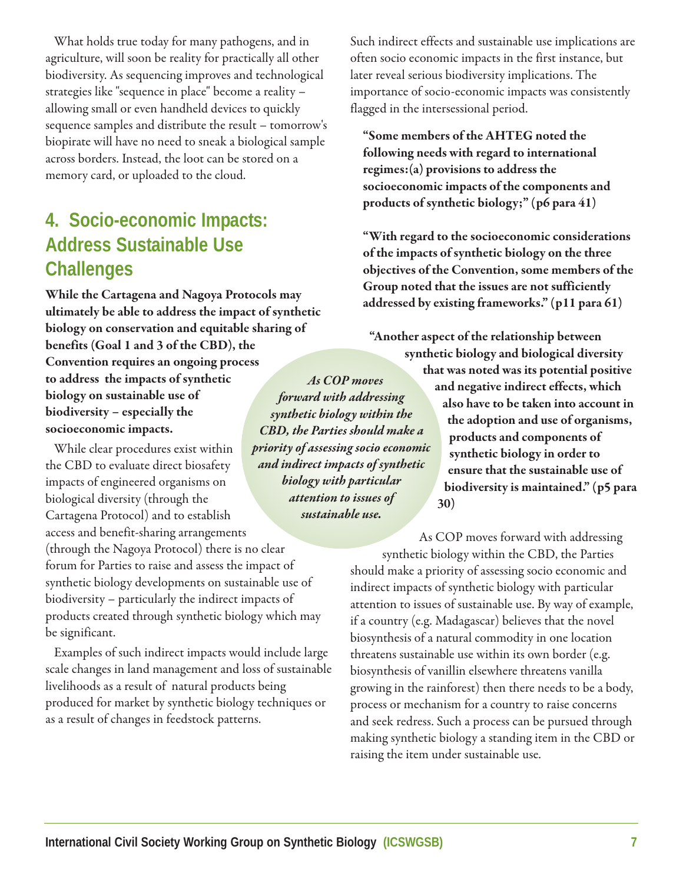What holds true today for many pathogens, and in agriculture, will soon be reality for practically all other biodiversity. As sequencing improves and technological strategies like "sequence in place" become a reality – allowing small or even handheld devices to quickly sequence samples and distribute the result – tomorrow's biopirate will have no need to sneak a biological sample across borders. Instead, the loot can be stored on a memory card, or uploaded to the cloud.

## 4. Socio-economic Impacts: Address Sustainable Use Challenges

**While the Cartagena and Nagoya Protocols may ultimately be able to address the impact of synthetic biology on conservation and equitable sharing of benefits (Goal 1 and 3 of the CBD), the Convention requires an ongoing process to address the impacts of synthetic biology on sustainable use of biodiversity – especially the socioeconomic impacts.**

While clear procedures exist within the CBD to evaluate direct biosafety impacts of engineered organisms on biological diversity (through the Cartagena Protocol) and to establish access and benefit-sharing arrangements (through the Nagoya Protocol) there is no clear forum for Parties to raise and assess the impact of synthetic biology developments on sustainable use of biodiversity – particularly the indirect impacts of products created through synthetic biology which may be significant.

Examples of such indirect impacts would include large scale changes in land management and loss of sustainable livelihoods as a result of natural products being produced for market by synthetic biology techniques or as a result of changes in feedstock patterns.

Such indirect effects and sustainable use implications are often socio economic impacts in the first instance, but later reveal serious biodiversity implications. The importance of socio-economic impacts was consistently flagged in the intersessional period.

> **"Some members of the AHTEG noted the following needs with regard to international regimes:(a) provisions to address the socioeconomic impacts of the components and products of synthetic biology;" (p6 para 41)**

> **"With regard to the socioeconomic considerations of the impacts of synthetic biology on the three objectives of the Convention, some members of the Group noted that the issues are not sufficiently addressed by existing frameworks." (p11 para 61)**

> **"Another aspect of the relationship between synthetic biology and biological diversity that was noted was its potential positive and negative indirect effects, which also have to be taken into account in the adoption and use of organisms, products and components of synthetic biology in order to ensure that the sustainable use of biodiversity is maintained." (p5 para 30)**

***As COP moves forward with addressing synthetic biology within the CBD, the Parties should make a priority of assessing socio economic and indirect impacts of synthetic biology with particular attention to issues of sustainable use.***

As COP moves forward with addressing synthetic biology within the CBD, the Parties should make a priority of assessing socio economic and indirect impacts of synthetic biology with particular attention to issues of sustainable use. By way of example, if a country (e.g. Madagascar) believes that the novel biosynthesis of a natural commodity in one location threatens sustainable use within its own border (e.g. biosynthesis of vanillin elsewhere threatens vanilla growing in the rainforest) then there needs to be a body, process or mechanism for a country to raise concerns and seek redress. Such a process can be pursued through making synthetic biology a standing item in the CBD or raising the item under sustainable use.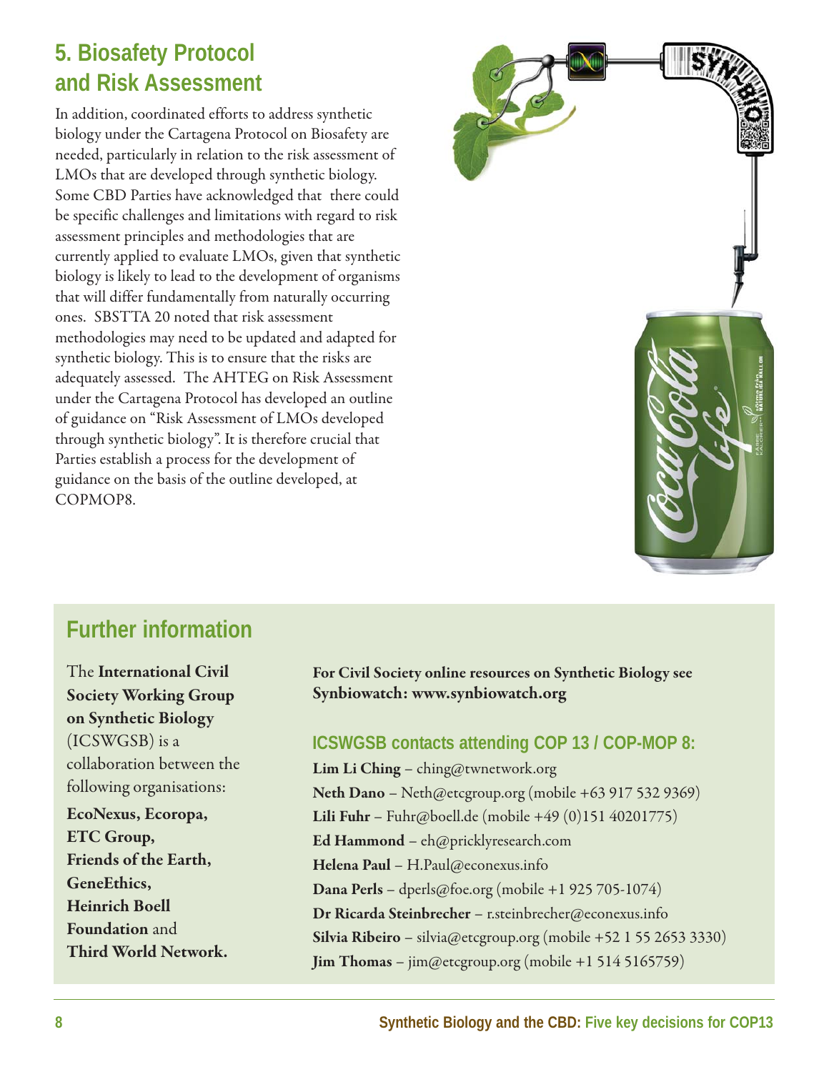## 5. Biosafety Protocol and Risk Assessment

In addition, coordinated efforts to address synthetic biology under the Cartagena Protocol on Biosafety are needed, particularly in relation to the risk assessment of LMOs that are developed through synthetic biology. Some CBD Parties have acknowledged that there could be specific challenges and limitations with regard to risk assessment principles and methodologies that are currently applied to evaluate LMOs, given that synthetic biology is likely to lead to the development of organisms that will differ fundamentally from naturally occurring ones. SBSTTA 20 noted that risk assessment methodologies may need to be updated and adapted for synthetic biology. This is to ensure that the risks are adequately assessed. The AHTEG on Risk Assessment under the Cartagena Protocol has developed an outline of guidance on "Risk Assessment of LMOs developed through synthetic biology". It is therefore crucial that Parties establish a process for the development of guidance on the basis of the outline developed, at COPMOP8.

## Further information

The **International Civil Society Working Group on Synthetic Biology** (ICSWGSB) is a collaboration between the following organisations:

**EcoNexus, Ecoropa, ETC Group, Friends of the Earth, GeneEthics, Heinrich Boell Foundation** and **Third World Network.**

**For Civil Society online resources on Synthetic Biology see Synbiowatch: www.synbiowatch.org**

### ICSWGSB contacts attending COP 13 / COP-MOP 8:

**Lim Li Ching** – ching@twnetwork.org
**Neth Dano** – Neth@etcgroup.org (mobile +63 917 532 9369)
**Lili Fuhr** – Fuhr@boell.de (mobile +49 (0)151 40201775)
**Ed Hammond** – eh@pricklyresearch.com
**Helena Paul** – H.Paul@econexus.info
**Dana Perls** – dperls@foe.org (mobile +1 925 705-1074)
**Dr Ricarda Steinbrecher** – r.steinbrecher@econexus.info
**Silvia Ribeiro** – silvia@etcgroup.org (mobile +52 1 55 2653 3330)
**Jim Thomas** – jim@etcgroup.org (mobile +1 514 5165759)